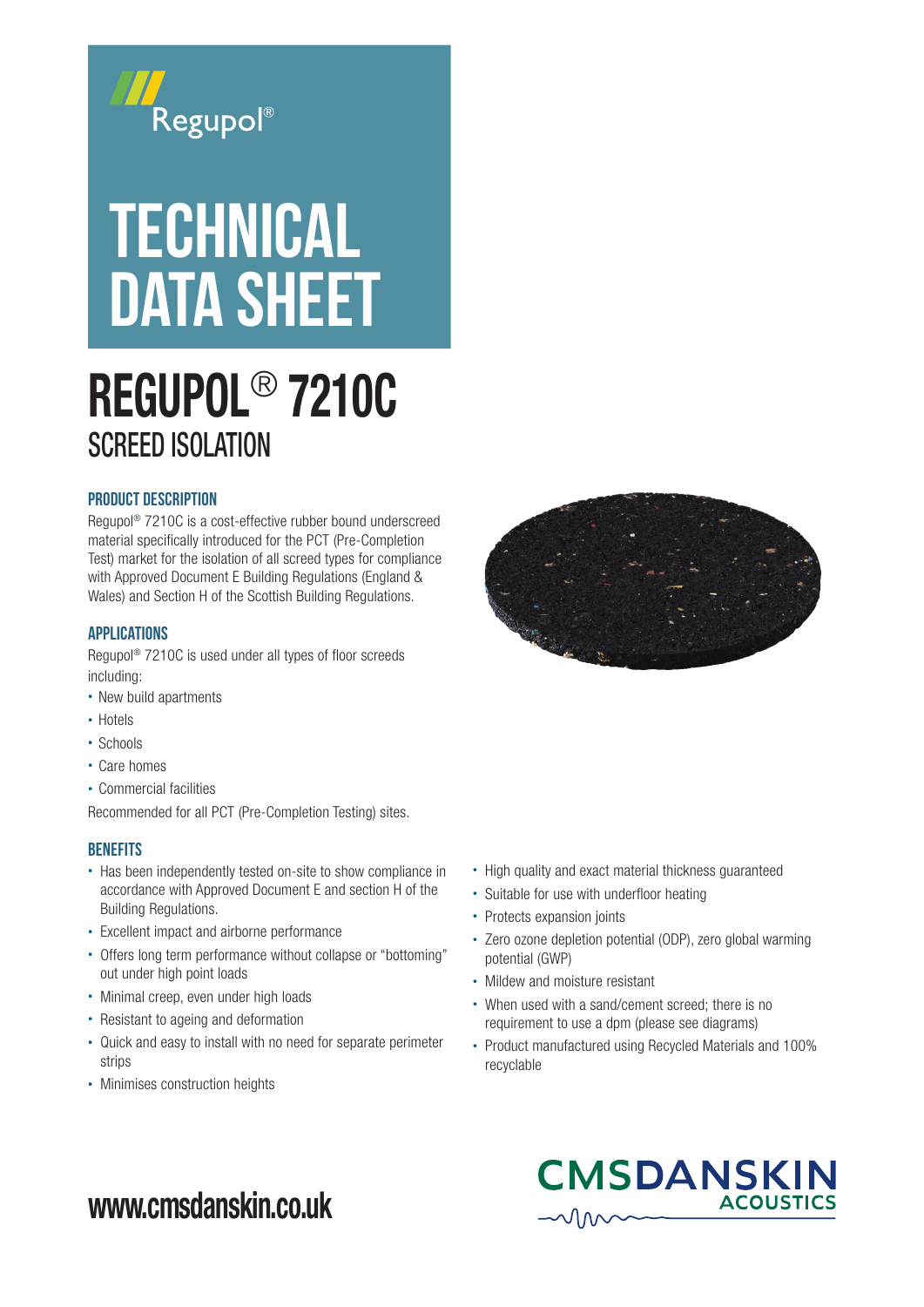Regupol®

# TECHNICAL DATA SHEET

# REGUPOL® 7210C

## SCREED ISOLATION

### PRODUCT DESCRIPTION

Regupol® 7210C is a cost-effective rubber bound underscreed material specifically introduced for the PCT (Pre-Completion Test) market for the isolation of all screed types for compliance with Approved Document E Building Regulations (England & Wales) and Section H of the Scottish Building Regulations.

### APPLICATIONS

Regupol® 7210C is used under all types of floor screeds including:

- New build apartments
- Hotels
- Schools
- Care homes
- Commercial facilities

Recommended for all PCT (Pre-Completion Testing) sites.

### BENEFITS

- Has been independently tested on-site to show compliance in accordance with Approved Document E and section H of the Building Regulations.
- Excellent impact and airborne performance
- Offers long term performance without collapse or "bottoming" out under high point loads
- Minimal creep, even under high loads
- Resistant to ageing and deformation
- Quick and easy to install with no need for separate perimeter strips
- Minimises construction heights
- High quality and exact material thickness guaranteed
- Suitable for use with underfloor heating
- Protects expansion joints
- Zero ozone depletion potential (ODP), zero global warming potential (GWP)
- Mildew and moisture resistant
- When used with a sand/cement screed; there is no requirement to use a dpm (please see diagrams)
- Product manufactured using Recycled Materials and 100% recyclable

www.cmsdanskin.co.uk

CMSDANSKIN ACOUSTICS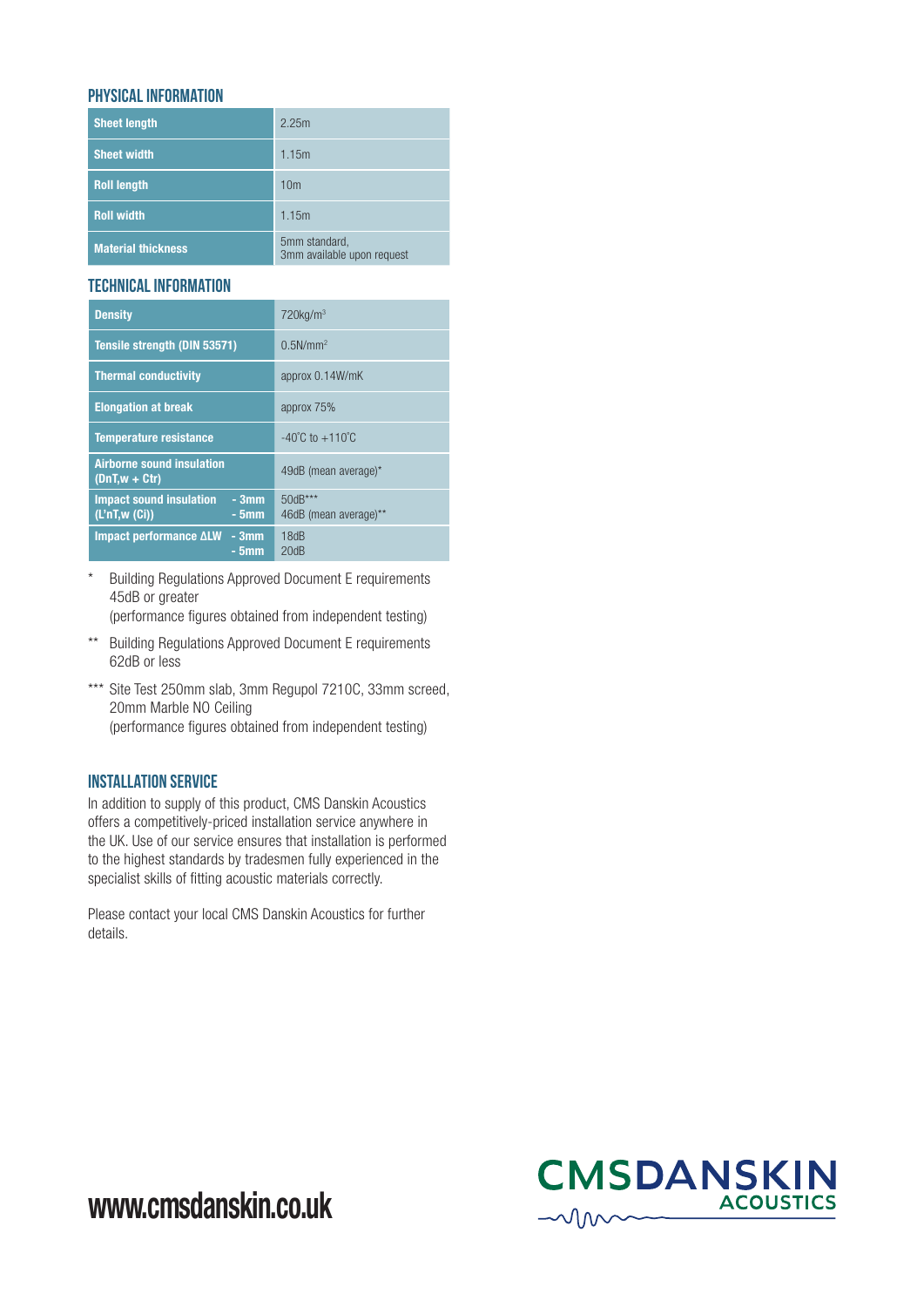## PHYSICAL INFORMATION

| | |
|---|---|
| **Sheet length** | 2.25m |
| **Sheet width** | 1.15m |
| **Roll length** | 10m |
| **Roll width** | 1.15m |
| **Material thickness** | 5mm standard, 3mm available upon request |

## TECHNICAL INFORMATION

| | |
|---|---|
| **Density** | 720kg/m³ |
| **Tensile strength (DIN 53571)** | 0.5N/mm² |
| **Thermal conductivity** | approx 0.14W/mK |
| **Elongation at break** | approx 75% |
| **Temperature resistance** | -40˚C to +110˚C |
| **Airborne sound insulation (DnT,w + Ctr)** | 49dB (mean average)* |
| **Impact sound insulation (L'nT,w (Ci))** - 3mm / - 5mm | 50dB*** / 46dB (mean average)** |
| **Impact performance ΔLW** - 3mm / - 5mm | 18dB / 20dB |

\* Building Regulations Approved Document E requirements 45dB or greater (performance figures obtained from independent testing)

\** Building Regulations Approved Document E requirements 62dB or less

\*** Site Test 250mm slab, 3mm Regupol 7210C, 33mm screed, 20mm Marble NO Ceiling (performance figures obtained from independent testing)

## INSTALLATION SERVICE

In addition to supply of this product, CMS Danskin Acoustics offers a competitively-priced installation service anywhere in the UK. Use of our service ensures that installation is performed to the highest standards by tradesmen fully experienced in the specialist skills of fitting acoustic materials correctly.

Please contact your local CMS Danskin Acoustics for further details.

**www.cmsdanskin.co.uk**

CMSDANSKIN ACOUSTICS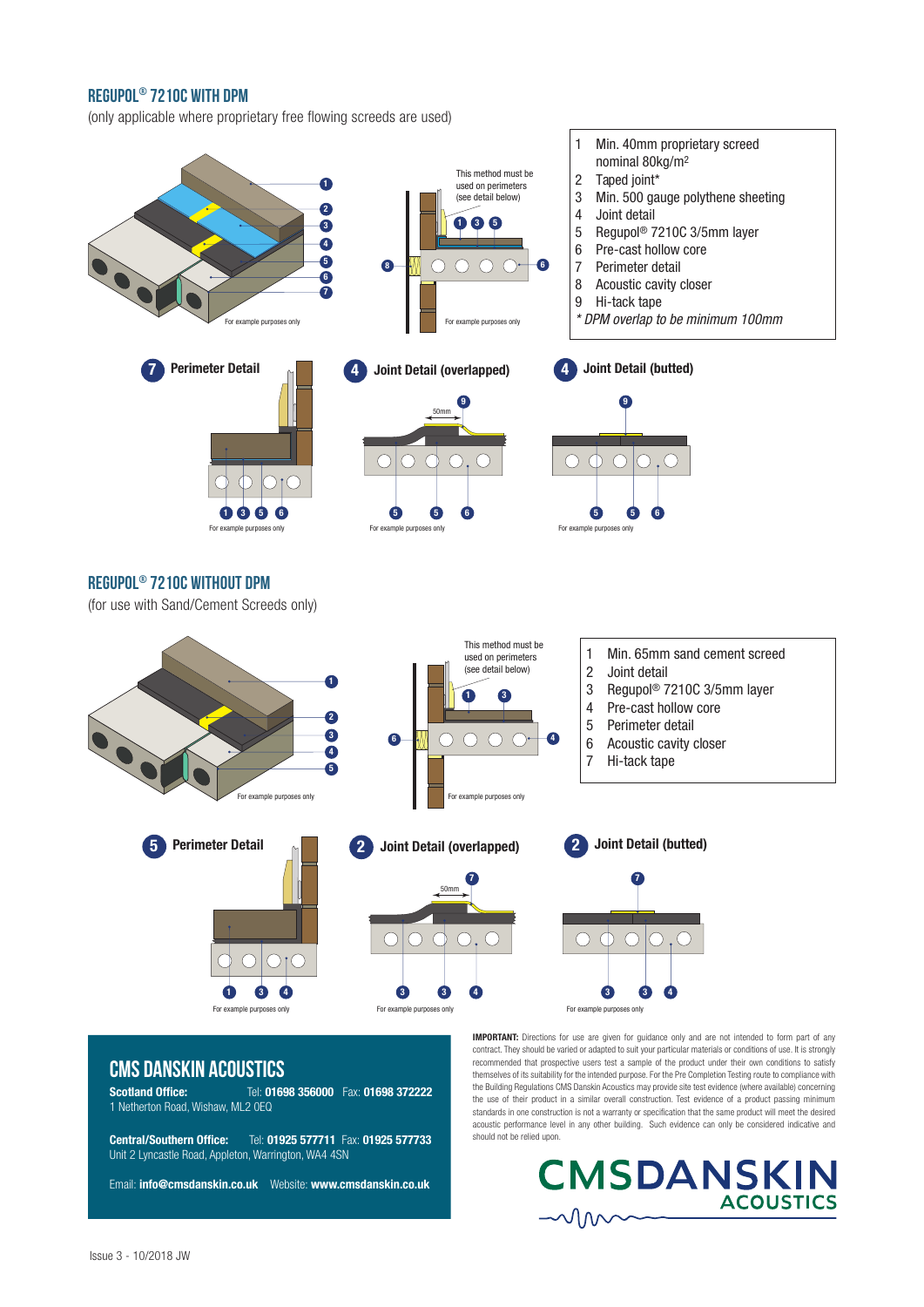## REGUPOL® 7210C WITH DPM

(only applicable where proprietary free flowing screeds are used)

For example purposes only

This method must be used on perimeters (see detail below)

For example purposes only

1. Min. 40mm proprietary screed nominal 80kg/m$^2$
2. Taped joint*
3. Min. 500 gauge polythene sheeting
4. Joint detail
5. Regupol® 7210C 3/5mm layer
6. Pre-cast hollow core
7. Perimeter detail
8. Acoustic cavity closer
9. Hi-tack tape

*\* DPM overlap to be minimum 100mm*

**7 Perimeter Detail**

For example purposes only

**4 Joint Detail (overlapped)**

50mm

For example purposes only

**4 Joint Detail (butted)**

For example purposes only

## REGUPOL® 7210C WITHOUT DPM

(for use with Sand/Cement Screeds only)

For example purposes only

This method must be used on perimeters (see detail below)

For example purposes only

1. Min. 65mm sand cement screed
2. Joint detail
3. Regupol® 7210C 3/5mm layer
4. Pre-cast hollow core
5. Perimeter detail
6. Acoustic cavity closer
7. Hi-tack tape

**5 Perimeter Detail**

For example purposes only

**2 Joint Detail (overlapped)**

50mm

For example purposes only

**2 Joint Detail (butted)**

For example purposes only

## CMS DANSKIN ACOUSTICS

**Scotland Office:** Tel: **01698 356000** Fax: **01698 372222**
1 Netherton Road, Wishaw, ML2 0EQ

**Central/Southern Office:** Tel: **01925 577711** Fax: **01925 577733**
Unit 2 Lyncastle Road, Appleton, Warrington, WA4 4SN

Email: **info@cmsdanskin.co.uk** Website: **www.cmsdanskin.co.uk**

**IMPORTANT:** Directions for use are given for guidance only and are not intended to form part of any contract. They should be varied or adapted to suit your particular materials or conditions of use. It is strongly recommended that prospective users test a sample of the product under their own conditions to satisfy themselves of its suitability for the intended purpose. For the Pre Completion Testing route to compliance with the Building Regulations CMS Danskin Acoustics may provide site test evidence (where available) concerning the use of their product in a similar overall construction. Test evidence of a product passing minimum standards in one construction is not a warranty or specification that the same product will meet the desired acoustic performance level in any other building. Such evidence can only be considered indicative and should not be relied upon.

CMSDANSKIN ACOUSTICS

Issue 3 - 10/2018 JW